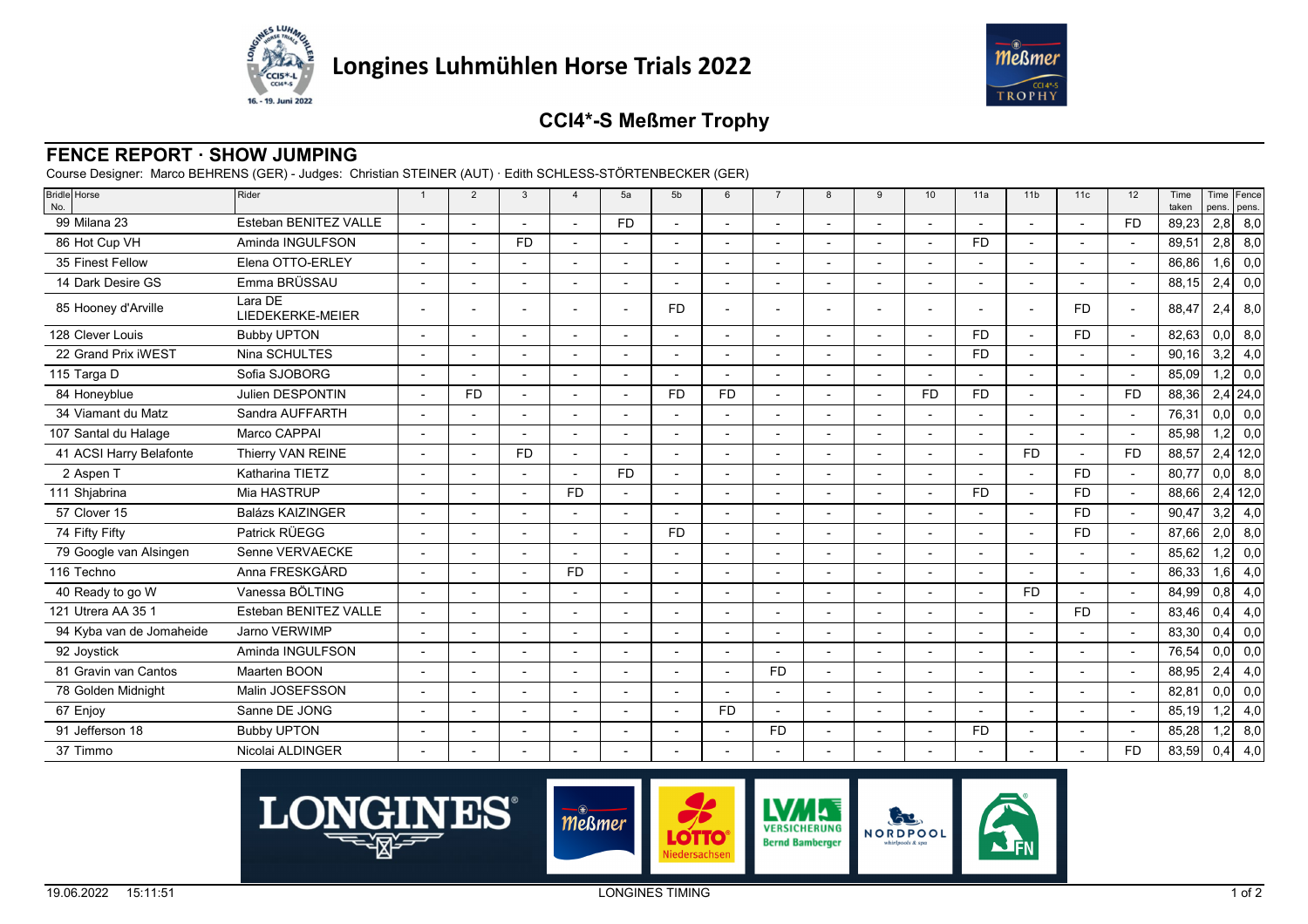# Longines Luhmühlen Horse Trials 2022

## CCI4*-S Meßmer Trophy

### FENCE REPORT · SHOW JUMPING

Course Designer: Marco BEHRENS (GER) - Judges: Christian STEINER (AUT) · Edith SCHLESS-STÖRTENBECKER (GER)

| Bridle No. | Horse | Rider | 1 | 2 | 3 | 4 | 5a | 5b | 6 | 7 | 8 | 9 | 10 | 11a | 11b | 11c | 12 | Time taken | Time pens. | Fence pens. |
|---|---|---|---|---|---|---|---|---|---|---|---|---|---|---|---|---|---|---|---|---|
| 99 | Milana 23 | Esteban BENITEZ VALLE | - | - | - | - | FD | - | - | - | - | - | - | - | - | - | FD | 89,23 | 2,8 | 8,0 |
| 86 | Hot Cup VH | Aminda INGULFSON | - | - | FD | - | - | - | - | - | - | - | - | FD | - | - | - | 89,51 | 2,8 | 8,0 |
| 35 | Finest Fellow | Elena OTTO-ERLEY | - | - | - | - | - | - | - | - | - | - | - | - | - | - | - | 86,86 | 1,6 | 0,0 |
| 14 | Dark Desire GS | Emma BRÜSSAU | - | - | - | - | - | - | - | - | - | - | - | - | - | - | - | 88,15 | 2,4 | 0,0 |
| 85 | Hooney d'Arville | Lara DE LIEDEKERKE-MEIER | - | - | - | - | - | FD | - | - | - | - | - | - | - | FD | - | 88,47 | 2,4 | 8,0 |
| 128 | Clever Louis | Bubby UPTON | - | - | - | - | - | - | - | - | - | - | - | FD | - | FD | - | 82,63 | 0,0 | 8,0 |
| 22 | Grand Prix iWEST | Nina SCHULTES | - | - | - | - | - | - | - | - | - | - | - | FD | - | - | - | 90,16 | 3,2 | 4,0 |
| 115 | Targa D | Sofia SJOBORG | - | - | - | - | - | - | - | - | - | - | - | - | - | - | - | 85,09 | 1,2 | 0,0 |
| 84 | Honeyblue | Julien DESPONTIN | - | FD | - | - | - | FD | FD | - | - | - | FD | FD | - | - | FD | 88,36 | 2,4 | 24,0 |
| 34 | Viamant du Matz | Sandra AUFFARTH | - | - | - | - | - | - | - | - | - | - | - | - | - | - | - | 76,31 | 0,0 | 0,0 |
| 107 | Santal du Halage | Marco CAPPAI | - | - | - | - | - | - | - | - | - | - | - | - | - | - | - | 85,98 | 1,2 | 0,0 |
| 41 | ACSI Harry Belafonte | Thierry VAN REINE | - | - | FD | - | - | - | - | - | - | - | - | - | FD | - | FD | 88,57 | 2,4 | 12,0 |
| 2 | Aspen T | Katharina TIETZ | - | - | - | - | FD | - | - | - | - | - | - | - | - | FD | - | 80,77 | 0,0 | 8,0 |
| 111 | Shjabrina | Mia HASTRUP | - | - | - | FD | - | - | - | - | - | - | - | FD | - | FD | - | 88,66 | 2,4 | 12,0 |
| 57 | Clover 15 | Balázs KAIZINGER | - | - | - | - | - | - | - | - | - | - | - | - | - | FD | - | 90,47 | 3,2 | 4,0 |
| 74 | Fifty Fifty | Patrick RÜEGG | - | - | - | - | - | FD | - | - | - | - | - | - | - | FD | - | 87,66 | 2,0 | 8,0 |
| 79 | Google van Alsingen | Senne VERVAECKE | - | - | - | - | - | - | - | - | - | - | - | - | - | - | - | 85,62 | 1,2 | 0,0 |
| 116 | Techno | Anna FRESKGÅRD | - | - | - | FD | - | - | - | - | - | - | - | - | - | - | - | 86,33 | 1,6 | 4,0 |
| 40 | Ready to go W | Vanessa BÖLTING | - | - | - | - | - | - | - | - | - | - | - | - | FD | - | - | 84,99 | 0,8 | 4,0 |
| 121 | Utrera AA 35 1 | Esteban BENITEZ VALLE | - | - | - | - | - | - | - | - | - | - | - | - | - | FD | - | 83,46 | 0,4 | 4,0 |
| 94 | Kyba van de Jomaheide | Jarno VERWIMP | - | - | - | - | - | - | - | - | - | - | - | - | - | - | - | 83,30 | 0,4 | 0,0 |
| 92 | Joystick | Aminda INGULFSON | - | - | - | - | - | - | - | - | - | - | - | - | - | - | - | 76,54 | 0,0 | 0,0 |
| 81 | Gravin van Cantos | Maarten BOON | - | - | - | - | - | - | - | FD | - | - | - | - | - | - | - | 88,95 | 2,4 | 4,0 |
| 78 | Golden Midnight | Malin JOSEFSSON | - | - | - | - | - | - | - | - | - | - | - | - | - | - | - | 82,81 | 0,0 | 0,0 |
| 67 | Enjoy | Sanne DE JONG | - | - | - | - | - | - | FD | - | - | - | - | - | - | - | - | 85,19 | 1,2 | 4,0 |
| 91 | Jefferson 18 | Bubby UPTON | - | - | - | - | - | - | - | FD | - | - | - | FD | - | - | - | 85,28 | 1,2 | 8,0 |
| 37 | Timmo | Nicolai ALDINGER | - | - | - | - | - | - | - | - | - | - | - | - | - | - | FD | 83,59 | 0,4 | 4,0 |

19.06.2022 15:11:51 LONGINES TIMING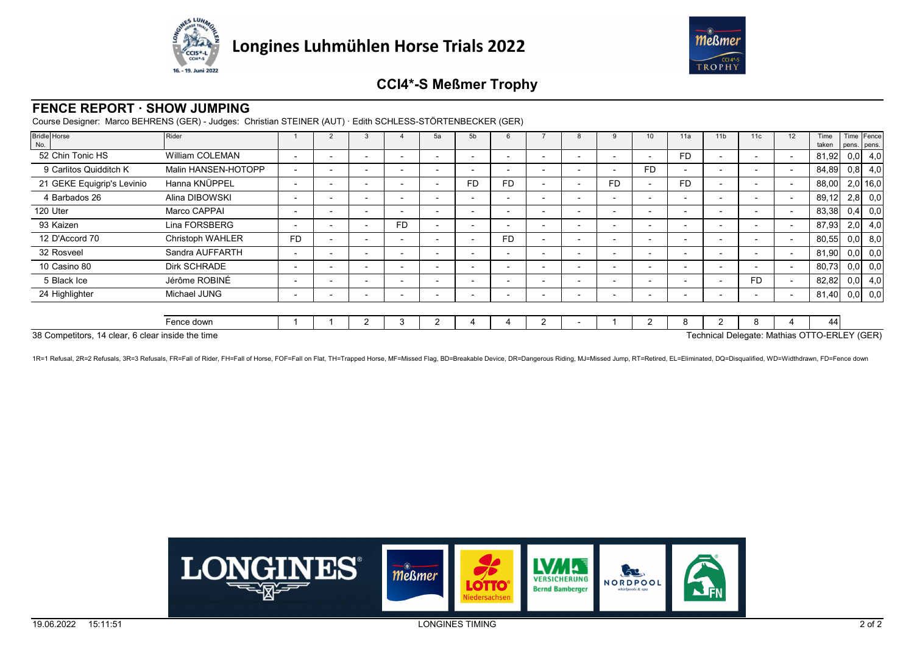# Longines Luhmühlen Horse Trials 2022

## CCI4*-S Meßmer Trophy

### FENCE REPORT · SHOW JUMPING

Course Designer: Marco BEHRENS (GER) - Judges: Christian STEINER (AUT) · Edith SCHLESS-STÖRTENBECKER (GER)

| Bridle No. | Horse | Rider | 1 | 2 | 3 | 4 | 5a | 5b | 6 | 7 | 8 | 9 | 10 | 11a | 11b | 11c | 12 | Time taken | Time pens. | Fence pens. |
|---|---|---|---|---|---|---|---|---|---|---|---|---|---|---|---|---|---|---|---|---|
| 52 | Chin Tonic HS | William COLEMAN | - | - | - | - | - | - | - | - | - | - | - | FD | - | - | - | 81,92 | 0,0 | 4,0 |
| 9 | Carlitos Quidditch K | Malin HANSEN-HOTOPP | - | - | - | - | - | - | - | - | - | - | FD | - | - | - | - | 84,89 | 0,8 | 4,0 |
| 21 | GEKE Equigrip's Levinio | Hanna KNÜPPEL | - | - | - | - | - | FD | FD | - | - | FD | - | FD | - | - | - | 88,00 | 2,0 | 16,0 |
| 4 | Barbados 26 | Alina DIBOWSKI | - | - | - | - | - | - | - | - | - | - | - | - | - | - | - | 89,12 | 2,8 | 0,0 |
| 120 | Uter | Marco CAPPAI | - | - | - | - | - | - | - | - | - | - | - | - | - | - | - | 83,38 | 0,4 | 0,0 |
| 93 | Kaizen | Lina FORSBERG | - | - | - | FD | - | - | - | - | - | - | - | - | - | - | - | 87,93 | 2,0 | 4,0 |
| 12 | D'Accord 70 | Christoph WAHLER | FD | - | - | - | - | - | FD | - | - | - | - | - | - | - | - | 80,55 | 0,0 | 8,0 |
| 32 | Rosveel | Sandra AUFFARTH | - | - | - | - | - | - | - | - | - | - | - | - | - | - | - | 81,90 | 0,0 | 0,0 |
| 10 | Casino 80 | Dirk SCHRADE | - | - | - | - | - | - | - | - | - | - | - | - | - | - | - | 80,73 | 0,0 | 0,0 |
| 5 | Black Ice | Jérôme ROBINÉ | - | - | - | - | - | - | - | - | - | - | - | - | - | FD | - | 82,82 | 0,0 | 4,0 |
| 24 | Highlighter | Michael JUNG | - | - | - | - | - | - | - | - | - | - | - | - | - | - | - | 81,40 | 0,0 | 0,0 |
| | | Fence down | 1 | 1 | 2 | 3 | 2 | 4 | 4 | 2 | - | 1 | 2 | 8 | 2 | 8 | 4 | 44 | | |

38 Competitors, 14 clear, 6 clear inside the time

Technical Delegate: Mathias OTTO-ERLEY (GER)

1R=1 Refusal, 2R=2 Refusals, 3R=3 Refusals, FR=Fall of Rider, FH=Fall of Horse, FOF=Fall on Flat, TH=Trapped Horse, MF=Missed Flag, BD=Breakable Device, DR=Dangerous Riding, MJ=Missed Jump, RT=Retired, EL=Eliminated, DQ=Disqualified, WD=Widthdrawn, FD=Fence down

19.06.2022 15:11:51 LONGINES TIMING